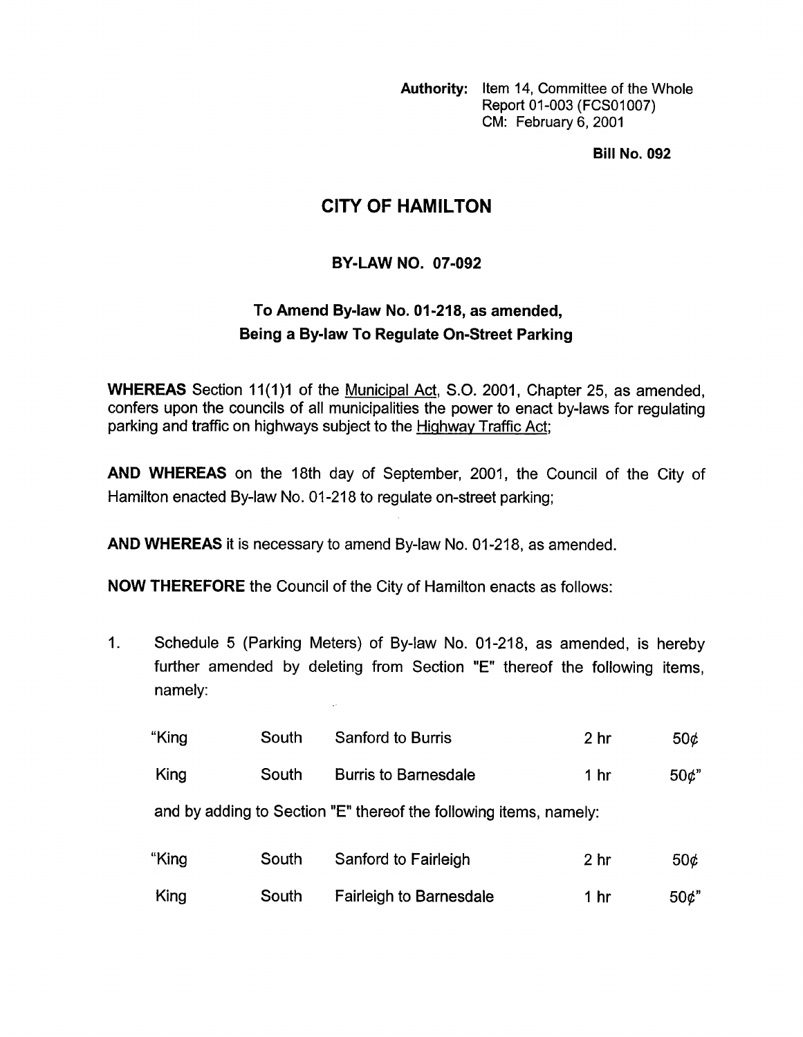**Authority:** Item 14, Committee of the Whole
Report 01-003 (FCS01007)
CM: February 6, 2001

**Bill No. 092**

# CITY OF HAMILTON

## BY-LAW NO. 07-092

## To Amend By-law No. 01-218, as amended, Being a By-law To Regulate On-Street Parking

**WHEREAS** Section 11(1)1 of the Municipal Act, S.O. 2001, Chapter 25, as amended, confers upon the councils of all municipalities the power to enact by-laws for regulating parking and traffic on highways subject to the Highway Traffic Act;

**AND WHEREAS** on the 18th day of September, 2001, the Council of the City of Hamilton enacted By-law No. 01-218 to regulate on-street parking;

**AND WHEREAS** it is necessary to amend By-law No. 01-218, as amended.

**NOW THEREFORE** the Council of the City of Hamilton enacts as follows:

1. Schedule 5 (Parking Meters) of By-law No. 01-218, as amended, is hereby further amended by deleting from Section "E" thereof the following items, namely:

| | | | | |
|---|---|---|---|---|
| "King | South | Sanford to Burris | 2 hr | 50¢ |
| King | South | Burris to Barnesdale | 1 hr | 50¢" |

and by adding to Section "E" thereof the following items, namely:

| | | | | |
|---|---|---|---|---|
| "King | South | Sanford to Fairleigh | 2 hr | 50¢ |
| King | South | Fairleigh to Barnesdale | 1 hr | 50¢" |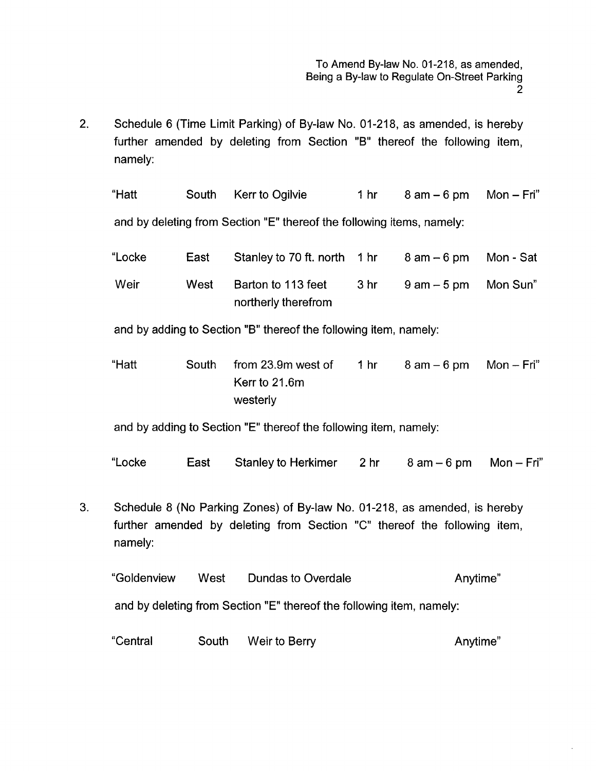2. Schedule 6 (Time Limit Parking) of By-law No. 01-218, as amended, is hereby further amended by deleting from Section "B" thereof the following item, namely:

| | | | | | |
|---|---|---|---|---|---|
| "Hatt | South | Kerr to Ogilvie | 1 hr | 8 am – 6 pm | Mon – Fri" |

and by deleting from Section "E" thereof the following items, namely:

| | | | | | |
|---|---|---|---|---|---|
| "Locke | East | Stanley to 70 ft. north | 1 hr | 8 am – 6 pm | Mon - Sat |
| Weir | West | Barton to 113 feet northerly therefrom | 3 hr | 9 am – 5 pm | Mon Sun" |

and by adding to Section "B" thereof the following item, namely:

| | | | | | |
|---|---|---|---|---|---|
| "Hatt | South | from 23.9m west of Kerr to 21.6m westerly | 1 hr | 8 am – 6 pm | Mon – Fri" |

and by adding to Section "E" thereof the following item, namely:

| | | | | | |
|---|---|---|---|---|---|
| "Locke | East | Stanley to Herkimer | 2 hr | 8 am – 6 pm | Mon – Fri" |

3. Schedule 8 (No Parking Zones) of By-law No. 01-218, as amended, is hereby further amended by deleting from Section "C" thereof the following item, namely:

| | | | |
|---|---|---|---|
| "Goldenview | West | Dundas to Overdale | Anytime" |

and by deleting from Section "E" thereof the following item, namely:

| | | | |
|---|---|---|---|
| "Central | South | Weir to Berry | Anytime" |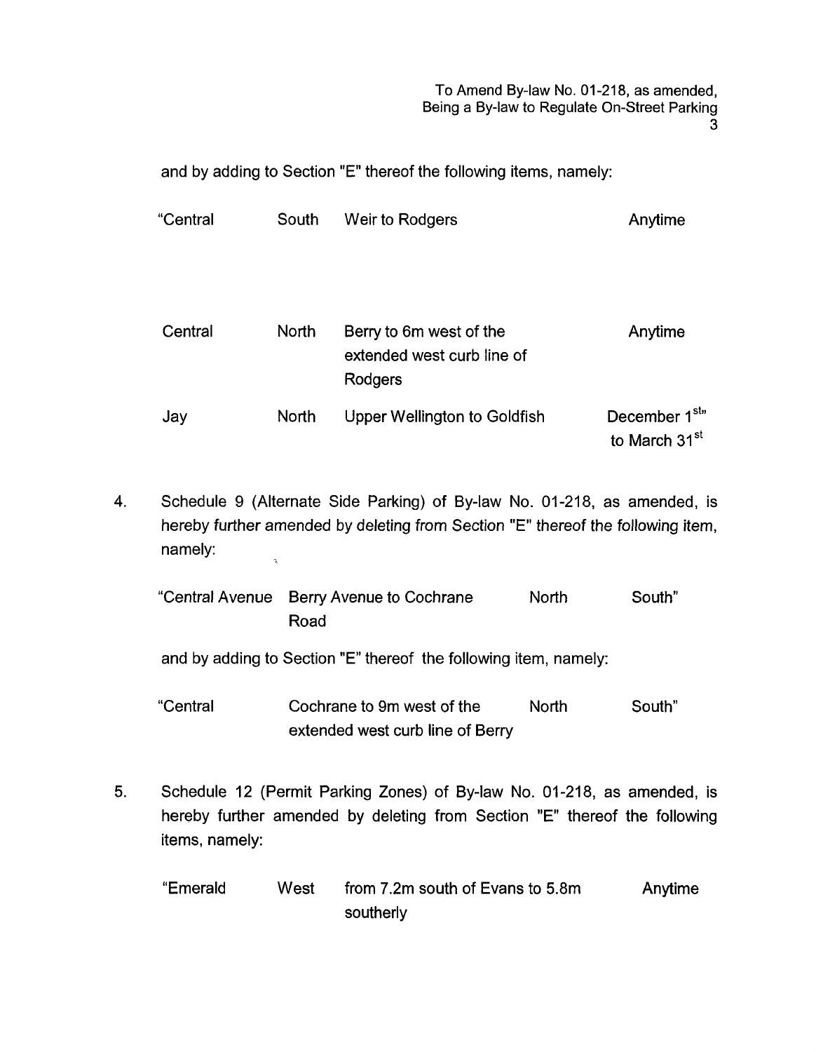and by adding to Section "E" thereof the following items, namely:

| | | | |
|---|---|---|---|
| "Central | South | Weir to Rodgers | Anytime |
| Central | North | Berry to 6m west of the extended west curb line of Rodgers | Anytime |
| Jay | North | Upper Wellington to Goldfish | December 1st" to March 31st |

4. Schedule 9 (Alternate Side Parking) of By-law No. 01-218, as amended, is hereby further amended by deleting from Section "E" thereof the following item, namely:

| | | | |
|---|---|---|---|
| "Central Avenue | Berry Avenue to Cochrane Road | North | South" |

and by adding to Section "E" thereof the following item, namely:

| | | | |
|---|---|---|---|
| "Central | Cochrane to 9m west of the extended west curb line of Berry | North | South" |

5. Schedule 12 (Permit Parking Zones) of By-law No. 01-218, as amended, is hereby further amended by deleting from Section "E" thereof the following items, namely:

| | | | |
|---|---|---|---|
| "Emerald | West | from 7.2m south of Evans to 5.8m southerly | Anytime |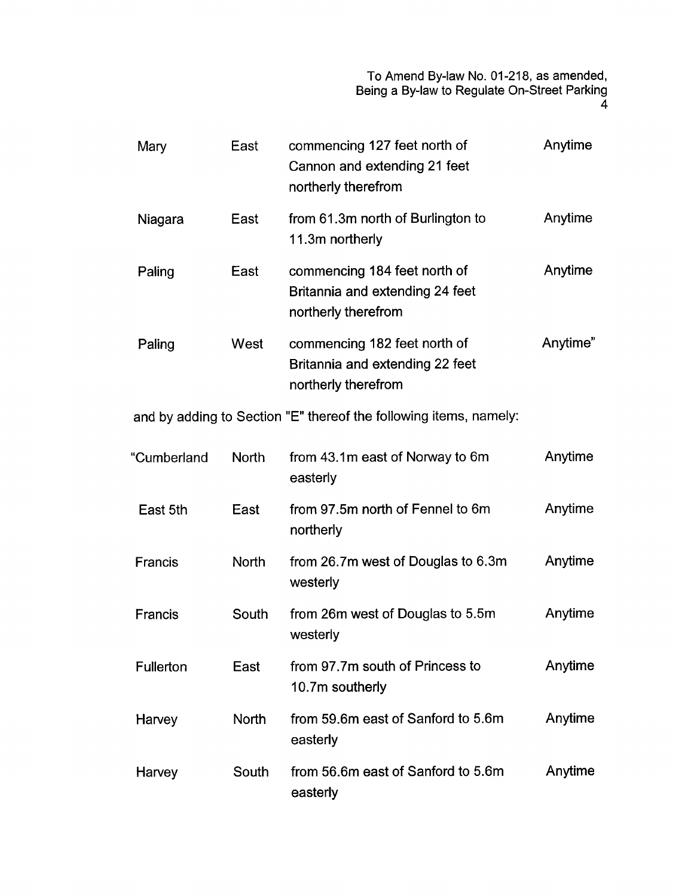| | | | |
|---|---|---|---|
| Mary | East | commencing 127 feet north of Cannon and extending 21 feet northerly therefrom | Anytime |
| Niagara | East | from 61.3m north of Burlington to 11.3m northerly | Anytime |
| Paling | East | commencing 184 feet north of Britannia and extending 24 feet northerly therefrom | Anytime |
| Paling | West | commencing 182 feet north of Britannia and extending 22 feet northerly therefrom | Anytime" |

and by adding to Section "E" thereof the following items, namely:

| | | | |
|---|---|---|---|
| "Cumberland | North | from 43.1m east of Norway to 6m easterly | Anytime |
| East 5th | East | from 97.5m north of Fennel to 6m northerly | Anytime |
| Francis | North | from 26.7m west of Douglas to 6.3m westerly | Anytime |
| Francis | South | from 26m west of Douglas to 5.5m westerly | Anytime |
| Fullerton | East | from 97.7m south of Princess to 10.7m southerly | Anytime |
| Harvey | North | from 59.6m east of Sanford to 5.6m easterly | Anytime |
| Harvey | South | from 56.6m east of Sanford to 5.6m easterly | Anytime |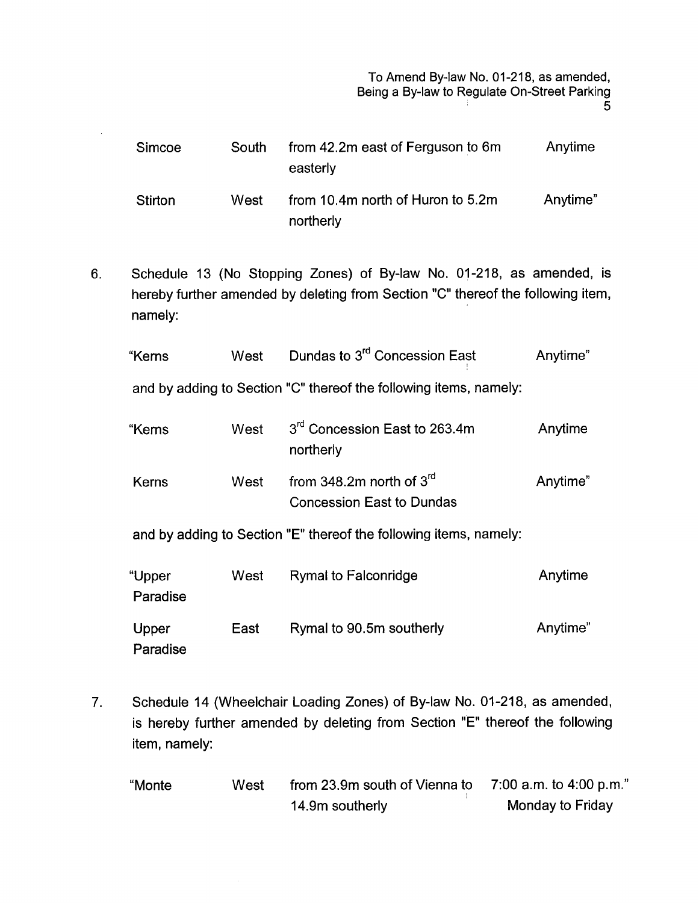| Simcoe | South | from 42.2m east of Ferguson to 6m easterly | Anytime |
|---|---|---|---|
| Stirton | West | from 10.4m north of Huron to 5.2m northerly | Anytime" |

6. Schedule 13 (No Stopping Zones) of By-law No. 01-218, as amended, is hereby further amended by deleting from Section "C" thereof the following item, namely:

| "Kerns | West | Dundas to 3rd Concession East | Anytime" |
|---|---|---|---|

and by adding to Section "C" thereof the following items, namely:

| "Kerns | West | 3rd Concession East to 263.4m northerly | Anytime |
|---|---|---|---|
| Kerns | West | from 348.2m north of 3rd Concession East to Dundas | Anytime" |

and by adding to Section "E" thereof the following items, namely:

| "Upper Paradise | West | Rymal to Falconridge | Anytime |
|---|---|---|---|
| Upper Paradise | East | Rymal to 90.5m southerly | Anytime" |

7. Schedule 14 (Wheelchair Loading Zones) of By-law No. 01-218, as amended, is hereby further amended by deleting from Section "E" thereof the following item, namely:

| "Monte | West | from 23.9m south of Vienna to 14.9m southerly | 7:00 a.m. to 4:00 p.m." Monday to Friday |
|---|---|---|---|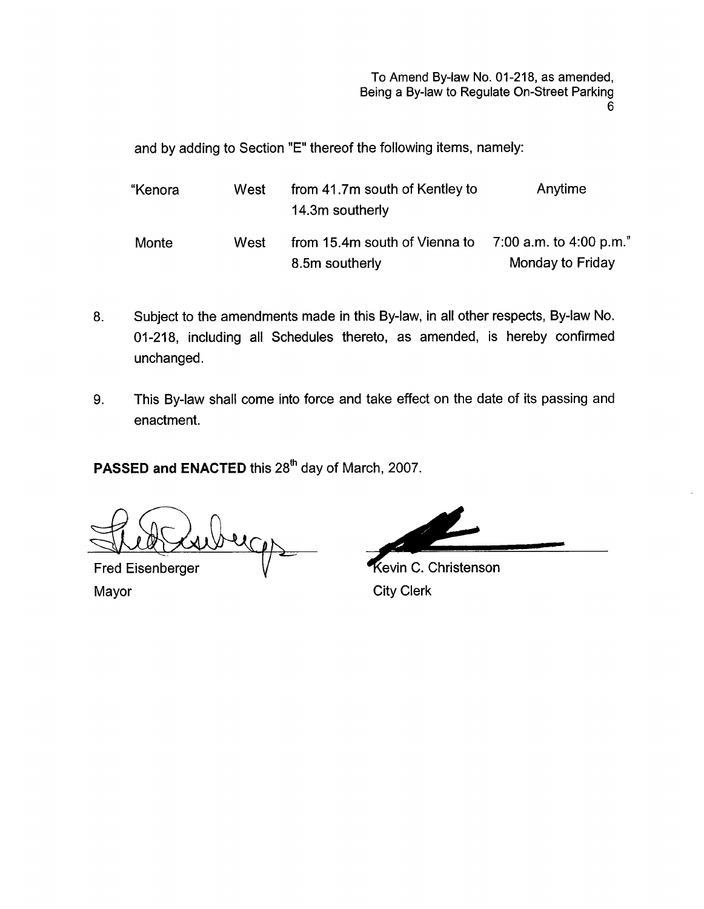and by adding to Section "E" thereof the following items, namely:

| | | | |
|---|---|---|---|
| "Kenora | West | from 41.7m south of Kentley to 14.3m southerly | Anytime |
| Monte | West | from 15.4m south of Vienna to 8.5m southerly | 7:00 a.m. to 4:00 p.m." Monday to Friday |

8. Subject to the amendments made in this By-law, in all other respects, By-law No. 01-218, including all Schedules thereto, as amended, is hereby confirmed unchanged.

9. This By-law shall come into force and take effect on the date of its passing and enactment.

**PASSED and ENACTED** this 28th day of March, 2007.

Fred Eisenberger
Mayor

Kevin C. Christenson
City Clerk